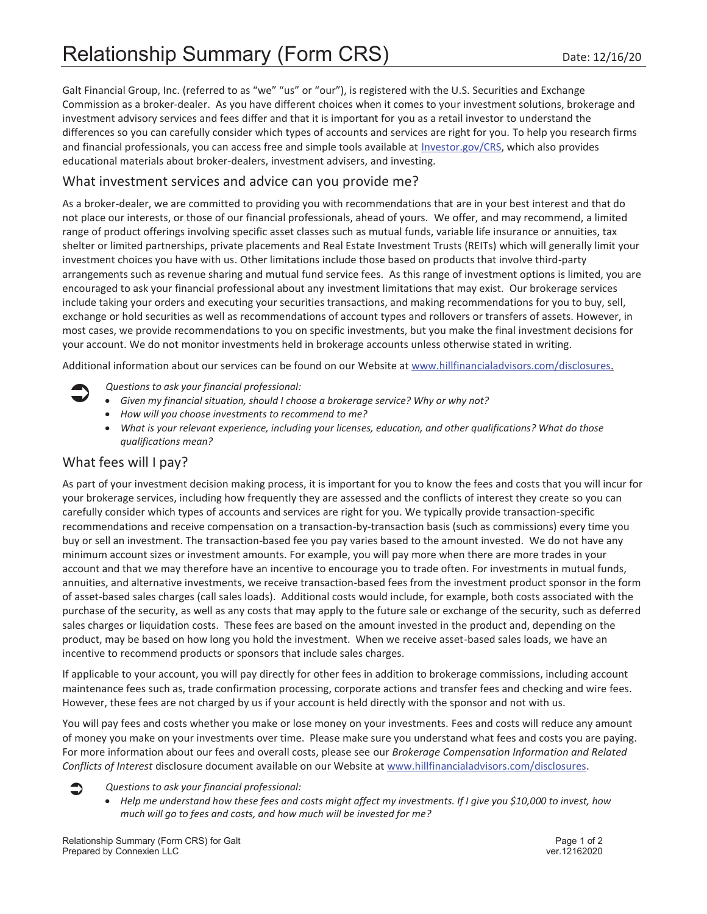# Relationship Summary (Form CRS)

Date: 12/16/20

Galt Financial Group, Inc. (referred to as "we" "us" or "our"), is registered with the U.S. Securities and Exchange Commission as a broker-dealer. As you have different choices when it comes to your investment solutions, brokerage and investment advisory services and fees differ and that it is important for you as a retail investor to understand the differences so you can carefully consider which types of accounts and services are right for you. To help you research firms and financial professionals, you can access free and simple tools available at [Investor.gov/CRS](https://Investor.gov/CRS), which also provides educational materials about broker-dealers, investment advisers, and investing.

## What investment services and advice can you provide me?

As a broker-dealer, we are committed to providing you with recommendations that are in your best interest and that do not place our interests, or those of our financial professionals, ahead of yours. We offer, and may recommend, a limited range of product offerings involving specific asset classes such as mutual funds, variable life insurance or annuities, tax shelter or limited partnerships, private placements and Real Estate Investment Trusts (REITs) which will generally limit your investment choices you have with us. Other limitations include those based on products that involve third-party arrangements such as revenue sharing and mutual fund service fees. As this range of investment options is limited, you are encouraged to ask your financial professional about any investment limitations that may exist. Our brokerage services include taking your orders and executing your securities transactions, and making recommendations for you to buy, sell, exchange or hold securities as well as recommendations of account types and rollovers or transfers of assets. However, in most cases, we provide recommendations to you on specific investments, but you make the final investment decisions for your account. We do not monitor investments held in brokerage accounts unless otherwise stated in writing.

Additional information about our services can be found on our Website at [www.hillfinancialadvisors.com/disclosures](http://www.hillfinancialadvisors.com/disclosures).

*Questions to ask your financial professional:*

- *Given my financial situation, should I choose a brokerage service? Why or why not?*
- *How will you choose investments to recommend to me?*
- *What is your relevant experience, including your licenses, education, and other qualifications? What do those qualifications mean?*

## What fees will I pay?

As part of your investment decision making process, it is important for you to know the fees and costs that you will incur for your brokerage services, including how frequently they are assessed and the conflicts of interest they create so you can carefully consider which types of accounts and services are right for you. We typically provide transaction-specific recommendations and receive compensation on a transaction-by-transaction basis (such as commissions) every time you buy or sell an investment. The transaction-based fee you pay varies based to the amount invested. We do not have any minimum account sizes or investment amounts. For example, you will pay more when there are more trades in your account and that we may therefore have an incentive to encourage you to trade often. For investments in mutual funds, annuities, and alternative investments, we receive transaction-based fees from the investment product sponsor in the form of asset-based sales charges (call sales loads). Additional costs would include, for example, both costs associated with the purchase of the security, as well as any costs that may apply to the future sale or exchange of the security, such as deferred sales charges or liquidation costs. These fees are based on the amount invested in the product and, depending on the product, may be based on how long you hold the investment. When we receive asset-based sales loads, we have an incentive to recommend products or sponsors that include sales charges.

If applicable to your account, you will pay directly for other fees in addition to brokerage commissions, including account maintenance fees such as, trade confirmation processing, corporate actions and transfer fees and checking and wire fees. However, these fees are not charged by us if your account is held directly with the sponsor and not with us.

You will pay fees and costs whether you make or lose money on your investments. Fees and costs will reduce any amount of money you make on your investments over time. Please make sure you understand what fees and costs you are paying. For more information about our fees and overall costs, please see our *Brokerage Compensation Information and Related Conflicts of Interest* disclosure document available on our Website at [www.hillfinancialadvisors.com/disclosures](http://www.hillfinancialadvisors.com/disclosures).

*Questions to ask your financial professional:*

- *Help me understand how these fees and costs might affect my investments. If I give you $10,000 to invest, how much will go to fees and costs, and how much will be invested for me?*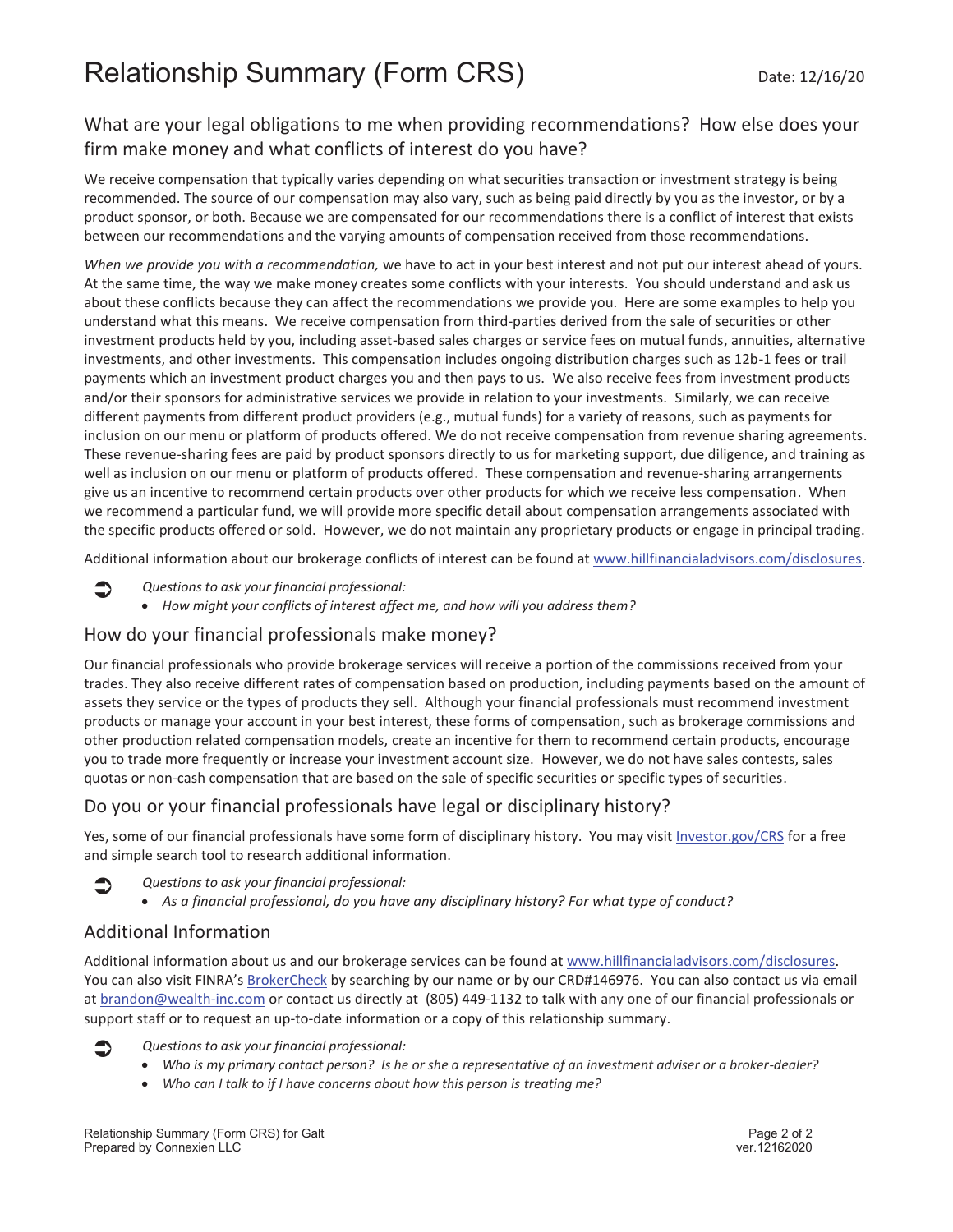# Relationship Summary (Form CRS)

Date: 12/16/20

## What are your legal obligations to me when providing recommendations? How else does your firm make money and what conflicts of interest do you have?

We receive compensation that typically varies depending on what securities transaction or investment strategy is being recommended. The source of our compensation may also vary, such as being paid directly by you as the investor, or by a product sponsor, or both. Because we are compensated for our recommendations there is a conflict of interest that exists between our recommendations and the varying amounts of compensation received from those recommendations.

*When we provide you with a recommendation,* we have to act in your best interest and not put our interest ahead of yours. At the same time, the way we make money creates some conflicts with your interests. You should understand and ask us about these conflicts because they can affect the recommendations we provide you. Here are some examples to help you understand what this means. We receive compensation from third-parties derived from the sale of securities or other investment products held by you, including asset-based sales charges or service fees on mutual funds, annuities, alternative investments, and other investments. This compensation includes ongoing distribution charges such as 12b-1 fees or trail payments which an investment product charges you and then pays to us. We also receive fees from investment products and/or their sponsors for administrative services we provide in relation to your investments. Similarly, we can receive different payments from different product providers (e.g., mutual funds) for a variety of reasons, such as payments for inclusion on our menu or platform of products offered. We do not receive compensation from revenue sharing agreements. These revenue-sharing fees are paid by product sponsors directly to us for marketing support, due diligence, and training as well as inclusion on our menu or platform of products offered. These compensation and revenue-sharing arrangements give us an incentive to recommend certain products over other products for which we receive less compensation. When we recommend a particular fund, we will provide more specific detail about compensation arrangements associated with the specific products offered or sold. However, we do not maintain any proprietary products or engage in principal trading.

Additional information about our brokerage conflicts of interest can be found at www.hillfinancialadvisors.com/disclosures.

➲ *Questions to ask your financial professional:*
- *How might your conflicts of interest affect me, and how will you address them?*

## How do your financial professionals make money?

Our financial professionals who provide brokerage services will receive a portion of the commissions received from your trades. They also receive different rates of compensation based on production, including payments based on the amount of assets they service or the types of products they sell. Although your financial professionals must recommend investment products or manage your account in your best interest, these forms of compensation, such as brokerage commissions and other production related compensation models, create an incentive for them to recommend certain products, encourage you to trade more frequently or increase your investment account size. However, we do not have sales contests, sales quotas or non-cash compensation that are based on the sale of specific securities or specific types of securities.

## Do you or your financial professionals have legal or disciplinary history?

Yes, some of our financial professionals have some form of disciplinary history. You may visit Investor.gov/CRS for a free and simple search tool to research additional information.

➲ *Questions to ask your financial professional:*
- *As a financial professional, do you have any disciplinary history? For what type of conduct?*

## Additional Information

Additional information about us and our brokerage services can be found at www.hillfinancialadvisors.com/disclosures. You can also visit FINRA's BrokerCheck by searching by our name or by our CRD#146976. You can also contact us via email at brandon@wealth-inc.com or contact us directly at (805) 449-1132 to talk with any one of our financial professionals or support staff or to request an up-to-date information or a copy of this relationship summary.

➲ *Questions to ask your financial professional:*
- *Who is my primary contact person? Is he or she a representative of an investment adviser or a broker-dealer?*
- *Who can I talk to if I have concerns about how this person is treating me?*